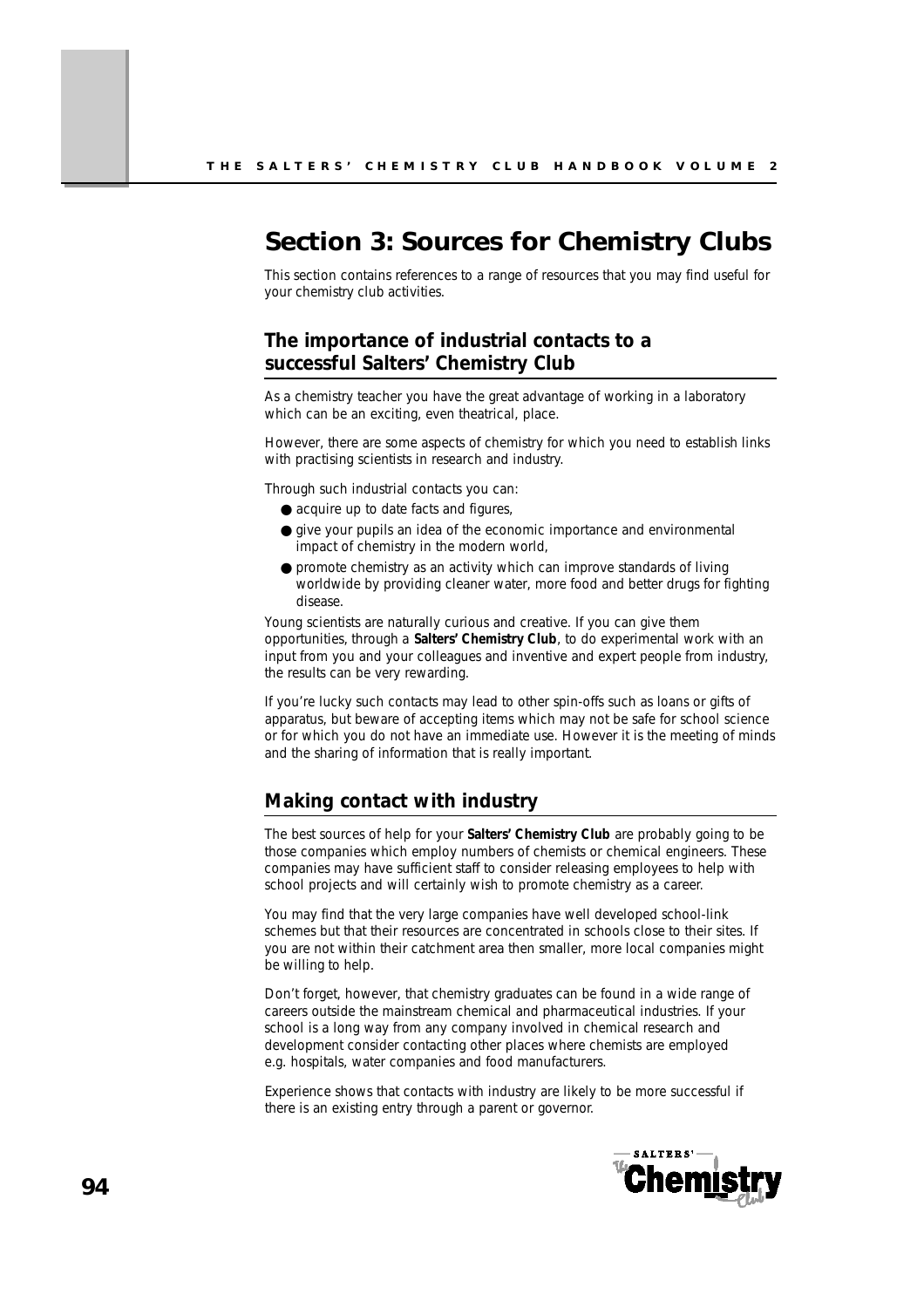# Section 3: Sources for Chemistry Clubs

This section contains references to a range of resources that you may find useful for your chemistry club activities.

## The importance of industrial contacts to a successful Salters' Chemistry Club

As a chemistry teacher you have the great advantage of working in a laboratory which can be an exciting, even theatrical, place.

However, there are some aspects of chemistry for which you need to establish links with practising scientists in research and industry.

Through such industrial contacts you can:

- acquire up to date facts and figures,
- give your pupils an idea of the economic importance and environmental impact of chemistry in the modern world,
- promote chemistry as an activity which can improve standards of living worldwide by providing cleaner water, more food and better drugs for fighting disease.

Young scientists are naturally curious and creative. If you can give them opportunities, through a **Salters' Chemistry Club**, to do experimental work with an input from you and your colleagues and inventive and expert people from industry, the results can be very rewarding.

If you're lucky such contacts may lead to other spin-offs such as loans or gifts of apparatus, but beware of accepting items which may not be safe for school science or for which you do not have an immediate use. However it is the meeting of minds and the sharing of information that is really important.

## Making contact with industry

The best sources of help for your **Salters' Chemistry Club** are probably going to be those companies which employ numbers of chemists or chemical engineers. These companies may have sufficient staff to consider releasing employees to help with school projects and will certainly wish to promote chemistry as a career.

You may find that the very large companies have well developed school-link schemes but that their resources are concentrated in schools close to their sites. If you are not within their catchment area then smaller, more local companies might be willing to help.

Don't forget, however, that chemistry graduates can be found in a wide range of careers outside the mainstream chemical and pharmaceutical industries. If your school is a long way from any company involved in chemical research and development consider contacting other places where chemists are employed e.g. hospitals, water companies and food manufacturers.

Experience shows that contacts with industry are likely to be more successful if there is an existing entry through a parent or governor.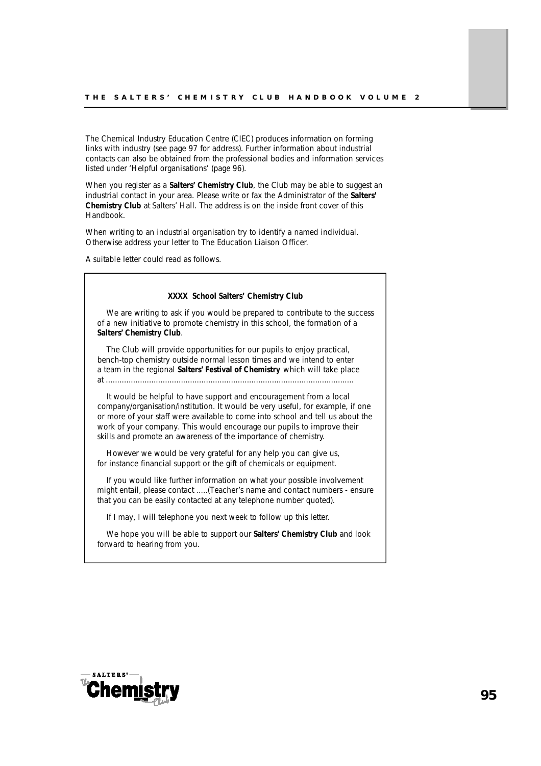The Chemical Industry Education Centre (CIEC) produces information on forming links with industry (see page 97 for address). Further information about industrial contacts can also be obtained from the professional bodies and information services listed under 'Helpful organisations' (page 96).

When you register as a **Salters' Chemistry Club**, the Club may be able to suggest an industrial contact in your area. Please write or fax the Administrator of the **Salters' Chemistry Club** at Salters' Hall. The address is on the inside front cover of this Handbook.

When writing to an industrial organisation try to identify a named individual. Otherwise address your letter to The Education Liaison Officer.

A suitable letter could read as follows.

---

**XXXX School Salters' Chemistry Club**

We are writing to ask if you would be prepared to contribute to the success of a new initiative to promote chemistry in this school, the formation of a **Salters' Chemistry Club**.

The Club will provide opportunities for our pupils to enjoy practical, bench-top chemistry outside normal lesson times and we intend to enter a team in the regional **Salters' Festival of Chemistry** which will take place at ..........................................................................................................

It would be helpful to have support and encouragement from a local company/organisation/institution. It would be very useful, for example, if one or more of your staff were available to come into school and tell us about the work of your company. This would encourage our pupils to improve their skills and promote an awareness of the importance of chemistry.

However we would be very grateful for any help you can give us, for instance financial support or the gift of chemicals or equipment.

If you would like further information on what your possible involvement might entail, please contact .....(Teacher's name and contact numbers - ensure that you can be easily contacted at any telephone number quoted).

If I may, I will telephone you next week to follow up this letter.

We hope you will be able to support our **Salters' Chemistry Club** and look forward to hearing from you.

---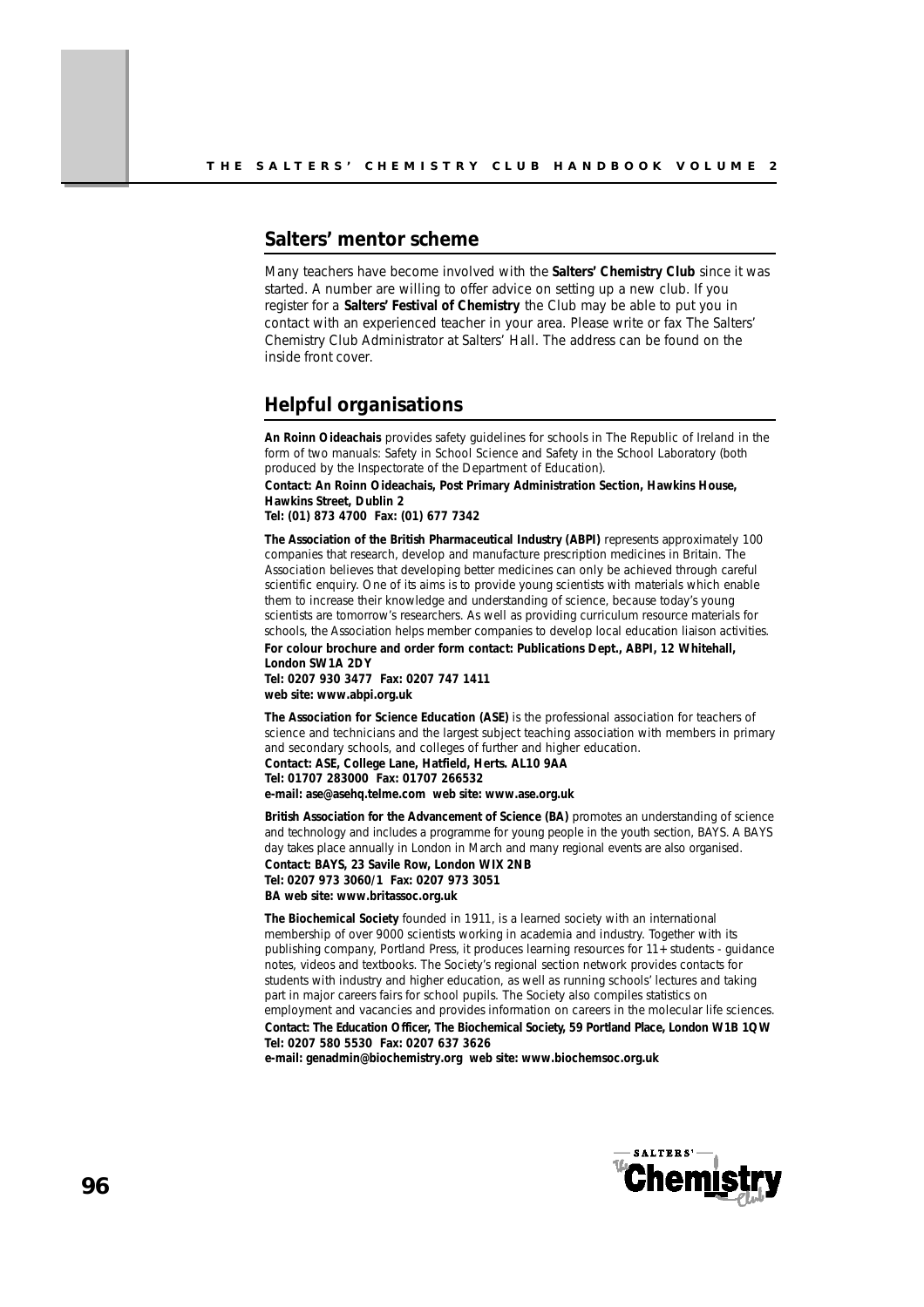## Salters' mentor scheme

Many teachers have become involved with the **Salters' Chemistry Club** since it was started. A number are willing to offer advice on setting up a new club. If you register for a **Salters' Festival of Chemistry** the Club may be able to put you in contact with an experienced teacher in your area. Please write or fax The Salters' Chemistry Club Administrator at Salters' Hall. The address can be found on the inside front cover.

## Helpful organisations

**An Roinn Oideachais** provides safety guidelines for schools in The Republic of Ireland in the form of two manuals: Safety in School Science and Safety in the School Laboratory (both produced by the Inspectorate of the Department of Education).
**Contact: An Roinn Oideachais, Post Primary Administration Section, Hawkins House, Hawkins Street, Dublin 2**
**Tel: (01) 873 4700 Fax: (01) 677 7342**

**The Association of the British Pharmaceutical Industry (ABPI)** represents approximately 100 companies that research, develop and manufacture prescription medicines in Britain. The Association believes that developing better medicines can only be achieved through careful scientific enquiry. One of its aims is to provide young scientists with materials which enable them to increase their knowledge and understanding of science, because today's young scientists are tomorrow's researchers. As well as providing curriculum resource materials for schools, the Association helps member companies to develop local education liaison activities.
**For colour brochure and order form contact: Publications Dept., ABPI, 12 Whitehall, London SW1A 2DY**
**Tel: 0207 930 3477 Fax: 0207 747 1411**
**web site: www.abpi.org.uk**

**The Association for Science Education (ASE)** is the professional association for teachers of science and technicians and the largest subject teaching association with members in primary and secondary schools, and colleges of further and higher education.
**Contact: ASE, College Lane, Hatfield, Herts. AL10 9AA**
**Tel: 01707 283000 Fax: 01707 266532**
**e-mail: ase@asehq.telme.com web site: www.ase.org.uk**

**British Association for the Advancement of Science (BA)** promotes an understanding of science and technology and includes a programme for young people in the youth section, BAYS. A BAYS day takes place annually in London in March and many regional events are also organised.
**Contact: BAYS, 23 Savile Row, London WIX 2NB**
**Tel: 0207 973 3060/1 Fax: 0207 973 3051**
**BA web site: www.britassoc.org.uk**

**The Biochemical Society** founded in 1911, is a learned society with an international membership of over 9000 scientists working in academia and industry. Together with its publishing company, Portland Press, it produces learning resources for 11+ students - guidance notes, videos and textbooks. The Society's regional section network provides contacts for students with industry and higher education, as well as running schools' lectures and taking part in major careers fairs for school pupils. The Society also compiles statistics on employment and vacancies and provides information on careers in the molecular life sciences.
**Contact: The Education Officer, The Biochemical Society, 59 Portland Place, London W1B 1QW**
**Tel: 0207 580 5530 Fax: 0207 637 3626**
**e-mail: genadmin@biochemistry.org web site: www.biochemsoc.org.uk**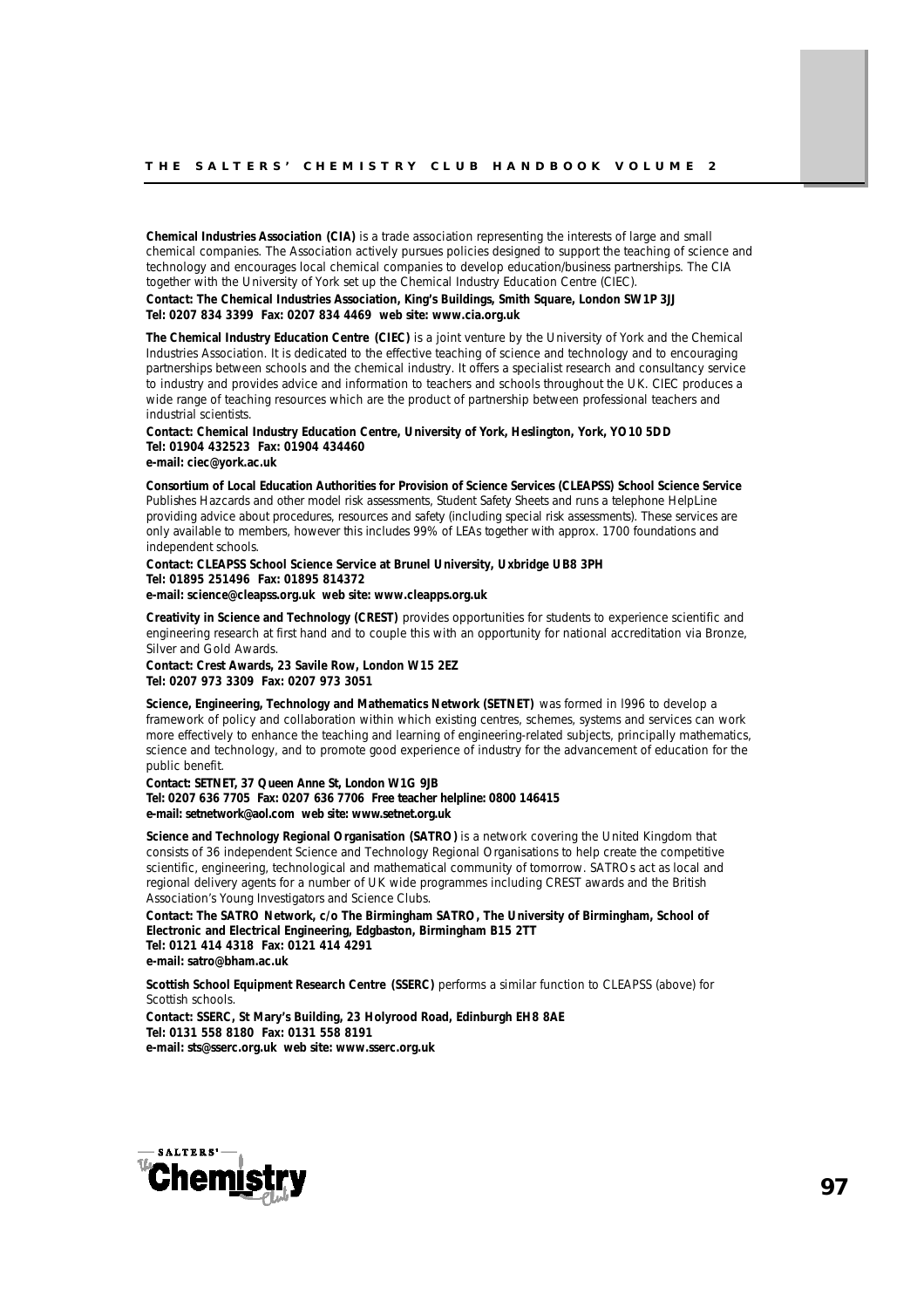**Chemical Industries Association (CIA)** is a trade association representing the interests of large and small chemical companies. The Association actively pursues policies designed to support the teaching of science and technology and encourages local chemical companies to develop education/business partnerships. The CIA together with the University of York set up the Chemical Industry Education Centre (CIEC).

**Contact: The Chemical Industries Association, King's Buildings, Smith Square, London SW1P 3JJ**
**Tel: 0207 834 3399 Fax: 0207 834 4469 web site: www.cia.org.uk**

**The Chemical Industry Education Centre (CIEC)** is a joint venture by the University of York and the Chemical Industries Association. It is dedicated to the effective teaching of science and technology and to encouraging partnerships between schools and the chemical industry. It offers a specialist research and consultancy service to industry and provides advice and information to teachers and schools throughout the UK. CIEC produces a wide range of teaching resources which are the product of partnership between professional teachers and industrial scientists.

**Contact: Chemical Industry Education Centre, University of York, Heslington, York, YO10 5DD**
**Tel: 01904 432523 Fax: 01904 434460**
**e-mail: ciec@york.ac.uk**

**Consortium of Local Education Authorities for Provision of Science Services (CLEAPSS) School Science Service**
Publishes Hazcards and other model risk assessments, Student Safety Sheets and runs a telephone HelpLine providing advice about procedures, resources and safety (including special risk assessments). These services are only available to members, however this includes 99% of LEAs together with approx. 1700 foundations and independent schools.

**Contact: CLEAPSS School Science Service at Brunel University, Uxbridge UB8 3PH**
**Tel: 01895 251496 Fax: 01895 814372**
**e-mail: science@cleapss.org.uk web site: www.cleapps.org.uk**

**Creativity in Science and Technology (CREST)** provides opportunities for students to experience scientific and engineering research at first hand and to couple this with an opportunity for national accreditation via Bronze, Silver and Gold Awards.

**Contact: Crest Awards, 23 Savile Row, London W15 2EZ**
**Tel: 0207 973 3309 Fax: 0207 973 3051**

**Science, Engineering, Technology and Mathematics Network (SETNET)** was formed in l996 to develop a framework of policy and collaboration within which existing centres, schemes, systems and services can work more effectively to enhance the teaching and learning of engineering-related subjects, principally mathematics, science and technology, and to promote good experience of industry for the advancement of education for the public benefit.

**Contact: SETNET, 37 Queen Anne St, London W1G 9JB**
**Tel: 0207 636 7705 Fax: 0207 636 7706 Free teacher helpline: 0800 146415**
**e-mail: setnetwork@aol.com web site: www.setnet.org.uk**

**Science and Technology Regional Organisation (SATRO)** is a network covering the United Kingdom that consists of 36 independent Science and Technology Regional Organisations to help create the competitive scientific, engineering, technological and mathematical community of tomorrow. SATROs act as local and regional delivery agents for a number of UK wide programmes including CREST awards and the British Association's Young Investigators and Science Clubs.

**Contact: The SATRO Network, c/o The Birmingham SATRO, The University of Birmingham, School of Electronic and Electrical Engineering, Edgbaston, Birmingham B15 2TT**
**Tel: 0121 414 4318 Fax: 0121 414 4291**
**e-mail: satro@bham.ac.uk**

**Scottish School Equipment Research Centre (SSERC)** performs a similar function to CLEAPSS (above) for Scottish schools.

**Contact: SSERC, St Mary's Building, 23 Holyrood Road, Edinburgh EH8 8AE**
**Tel: 0131 558 8180 Fax: 0131 558 8191**
**e-mail: sts@sserc.org.uk web site: www.sserc.org.uk**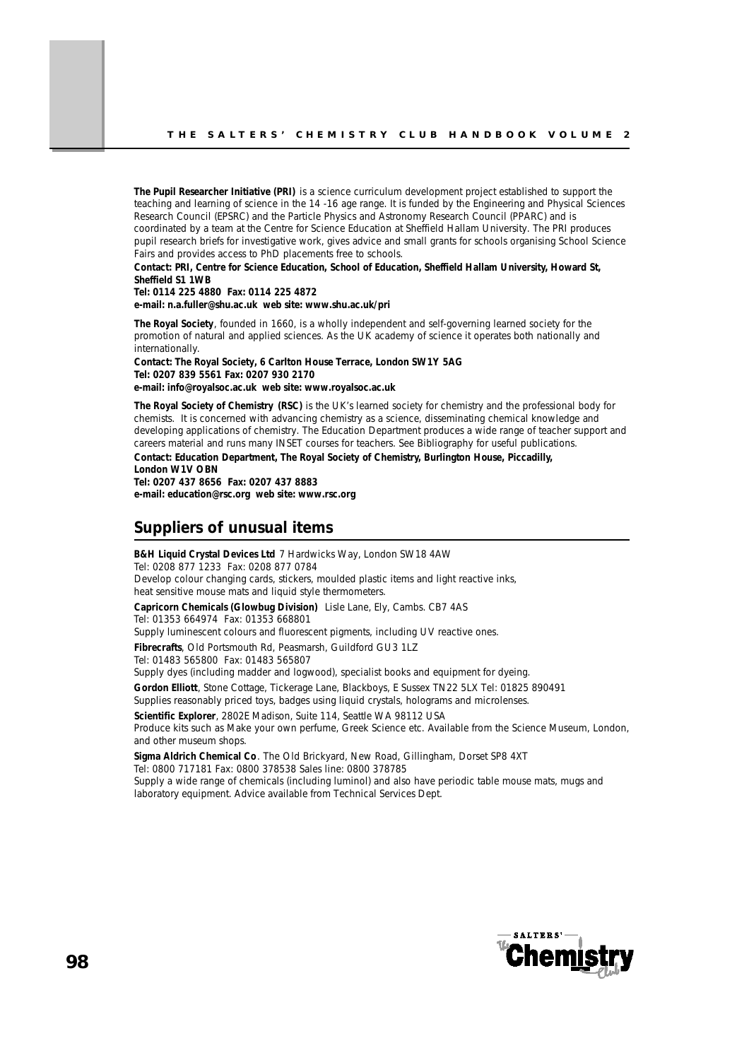**The Pupil Researcher Initiative (PRI)** is a science curriculum development project established to support the teaching and learning of science in the 14 -16 age range. It is funded by the Engineering and Physical Sciences Research Council (EPSRC) and the Particle Physics and Astronomy Research Council (PPARC) and is coordinated by a team at the Centre for Science Education at Sheffield Hallam University. The PRI produces pupil research briefs for investigative work, gives advice and small grants for schools organising School Science Fairs and provides access to PhD placements free to schools.

**Contact: PRI, Centre for Science Education, School of Education, Sheffield Hallam University, Howard St, Sheffield S1 1WB**
**Tel: 0114 225 4880 Fax: 0114 225 4872**
**e-mail: n.a.fuller@shu.ac.uk web site: www.shu.ac.uk/pri**

**The Royal Society**, founded in 1660, is a wholly independent and self-governing learned society for the promotion of natural and applied sciences. As the UK academy of science it operates both nationally and internationally.

**Contact: The Royal Society, 6 Carlton House Terrace, London SW1Y 5AG**
**Tel: 0207 839 5561 Fax: 0207 930 2170**
**e-mail: info@royalsoc.ac.uk web site: www.royalsoc.ac.uk**

**The Royal Society of Chemistry (RSC)** is the UK's learned society for chemistry and the professional body for chemists. It is concerned with advancing chemistry as a science, disseminating chemical knowledge and developing applications of chemistry. The Education Department produces a wide range of teacher support and careers material and runs many INSET courses for teachers. See Bibliography for useful publications.

**Contact: Education Department, The Royal Society of Chemistry, Burlington House, Piccadilly, London W1V OBN**
**Tel: 0207 437 8656 Fax: 0207 437 8883**
**e-mail: education@rsc.org web site: www.rsc.org**

## Suppliers of unusual items

**B&H Liquid Crystal Devices Ltd** 7 Hardwicks Way, London SW18 4AW
Tel: 0208 877 1233 Fax: 0208 877 0784
Develop colour changing cards, stickers, moulded plastic items and light reactive inks, heat sensitive mouse mats and liquid style thermometers.

**Capricorn Chemicals (Glowbug Division)** Lisle Lane, Ely, Cambs. CB7 4AS
Tel: 01353 664974 Fax: 01353 668801
Supply luminescent colours and fluorescent pigments, including UV reactive ones.

**Fibrecrafts**, Old Portsmouth Rd, Peasmarsh, Guildford GU3 1LZ
Tel: 01483 565800 Fax: 01483 565807
Supply dyes (including madder and logwood), specialist books and equipment for dyeing.

**Gordon Elliott**, Stone Cottage, Tickerage Lane, Blackboys, E Sussex TN22 5LX Tel: 01825 890491
Supplies reasonably priced toys, badges using liquid crystals, holograms and microlenses.

**Scientific Explorer**, 2802E Madison, Suite 114, Seattle WA 98112 USA
Produce kits such as Make your own perfume, Greek Science etc. Available from the Science Museum, London, and other museum shops.

**Sigma Aldrich Chemical Co**. The Old Brickyard, New Road, Gillingham, Dorset SP8 4XT
Tel: 0800 717181 Fax: 0800 378538 Sales line: 0800 378785
Supply a wide range of chemicals (including luminol) and also have periodic table mouse mats, mugs and laboratory equipment. Advice available from Technical Services Dept.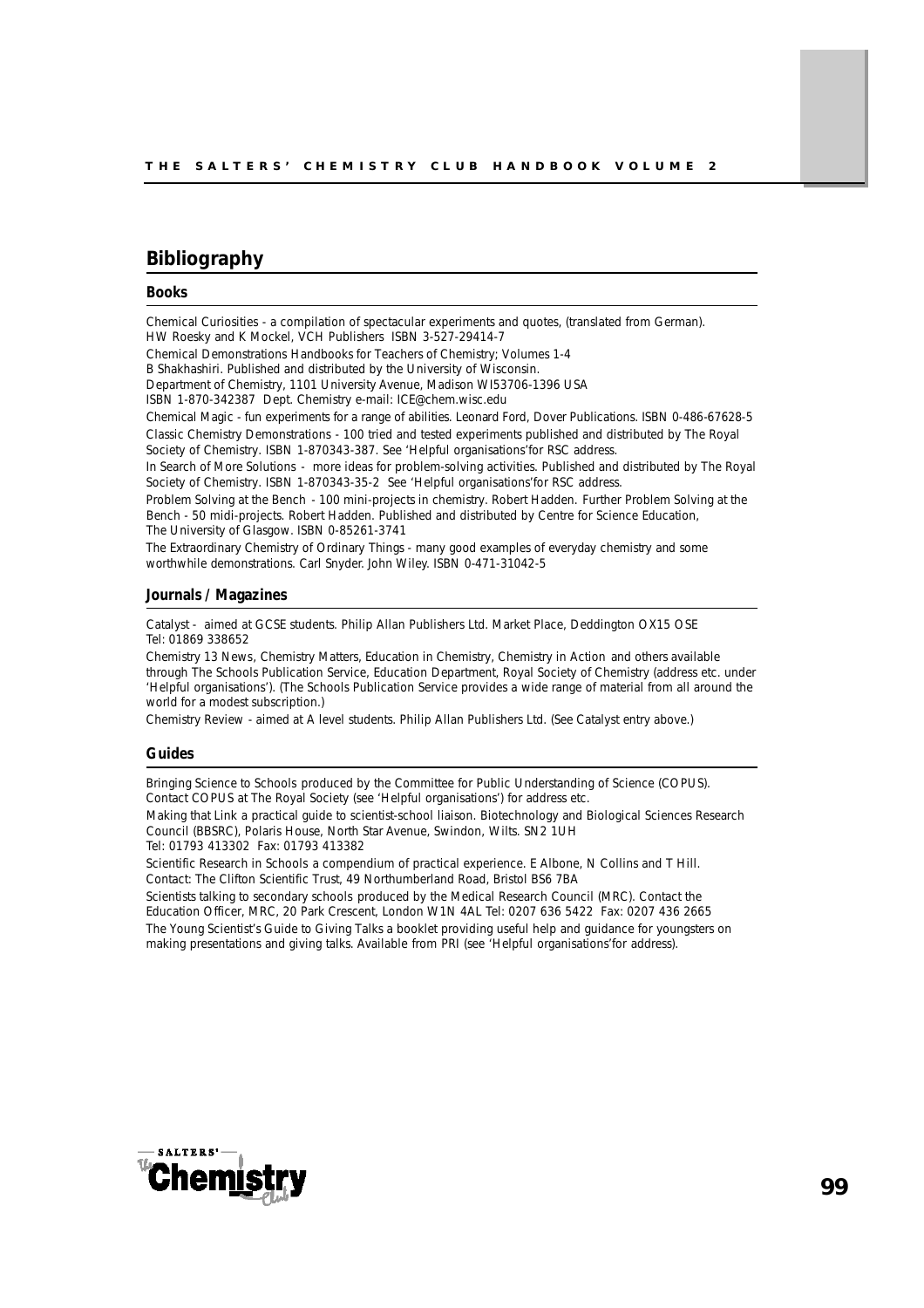## Bibliography

### Books

Chemical Curiosities - a compilation of spectacular experiments and quotes, (translated from German).
HW Roesky and K Mockel, VCH Publishers ISBN 3-527-29414-7

Chemical Demonstrations Handbooks for Teachers of Chemistry; Volumes 1-4
B Shakhashiri. Published and distributed by the University of Wisconsin.
Department of Chemistry, 1101 University Avenue, Madison WI53706-1396 USA
ISBN 1-870-342387 Dept. Chemistry e-mail: ICE@chem.wisc.edu

Chemical Magic - fun experiments for a range of abilities. Leonard Ford, Dover Publications. ISBN 0-486-67628-5

Classic Chemistry Demonstrations - 100 tried and tested experiments published and distributed by The Royal Society of Chemistry. ISBN 1-870343-387. See 'Helpful organisations'for RSC address.

In Search of More Solutions - more ideas for problem-solving activities. Published and distributed by The Royal Society of Chemistry. ISBN 1-870343-35-2 See 'Helpful organisations'for RSC address.

Problem Solving at the Bench - 100 mini-projects in chemistry. Robert Hadden. Further Problem Solving at the Bench - 50 midi-projects. Robert Hadden. Published and distributed by Centre for Science Education, The University of Glasgow. ISBN 0-85261-3741

The Extraordinary Chemistry of Ordinary Things - many good examples of everyday chemistry and some worthwhile demonstrations. Carl Snyder. John Wiley. ISBN 0-471-31042-5

### Journals / Magazines

Catalyst - aimed at GCSE students. Philip Allan Publishers Ltd. Market Place, Deddington OX15 OSE
Tel: 01869 338652

Chemistry 13 News, Chemistry Matters, Education in Chemistry, Chemistry in Action and others available through The Schools Publication Service, Education Department, Royal Society of Chemistry (address etc. under 'Helpful organisations'). (The Schools Publication Service provides a wide range of material from all around the world for a modest subscription.)

Chemistry Review - aimed at A level students. Philip Allan Publishers Ltd. (See Catalyst entry above.)

### Guides

Bringing Science to Schools produced by the Committee for Public Understanding of Science (COPUS). Contact COPUS at The Royal Society (see 'Helpful organisations') for address etc.

Making that Link a practical guide to scientist-school liaison. Biotechnology and Biological Sciences Research Council (BBSRC), Polaris House, North Star Avenue, Swindon, Wilts. SN2 1UH
Tel: 01793 413302 Fax: 01793 413382

Scientific Research in Schools a compendium of practical experience. E Albone, N Collins and T Hill.
Contact: The Clifton Scientific Trust, 49 Northumberland Road, Bristol BS6 7BA

Scientists talking to secondary schools produced by the Medical Research Council (MRC). Contact the Education Officer, MRC, 20 Park Crescent, London W1N 4AL Tel: 0207 636 5422 Fax: 0207 436 2665

The Young Scientist's Guide to Giving Talks a booklet providing useful help and guidance for youngsters on making presentations and giving talks. Available from PRI (see 'Helpful organisations'for address).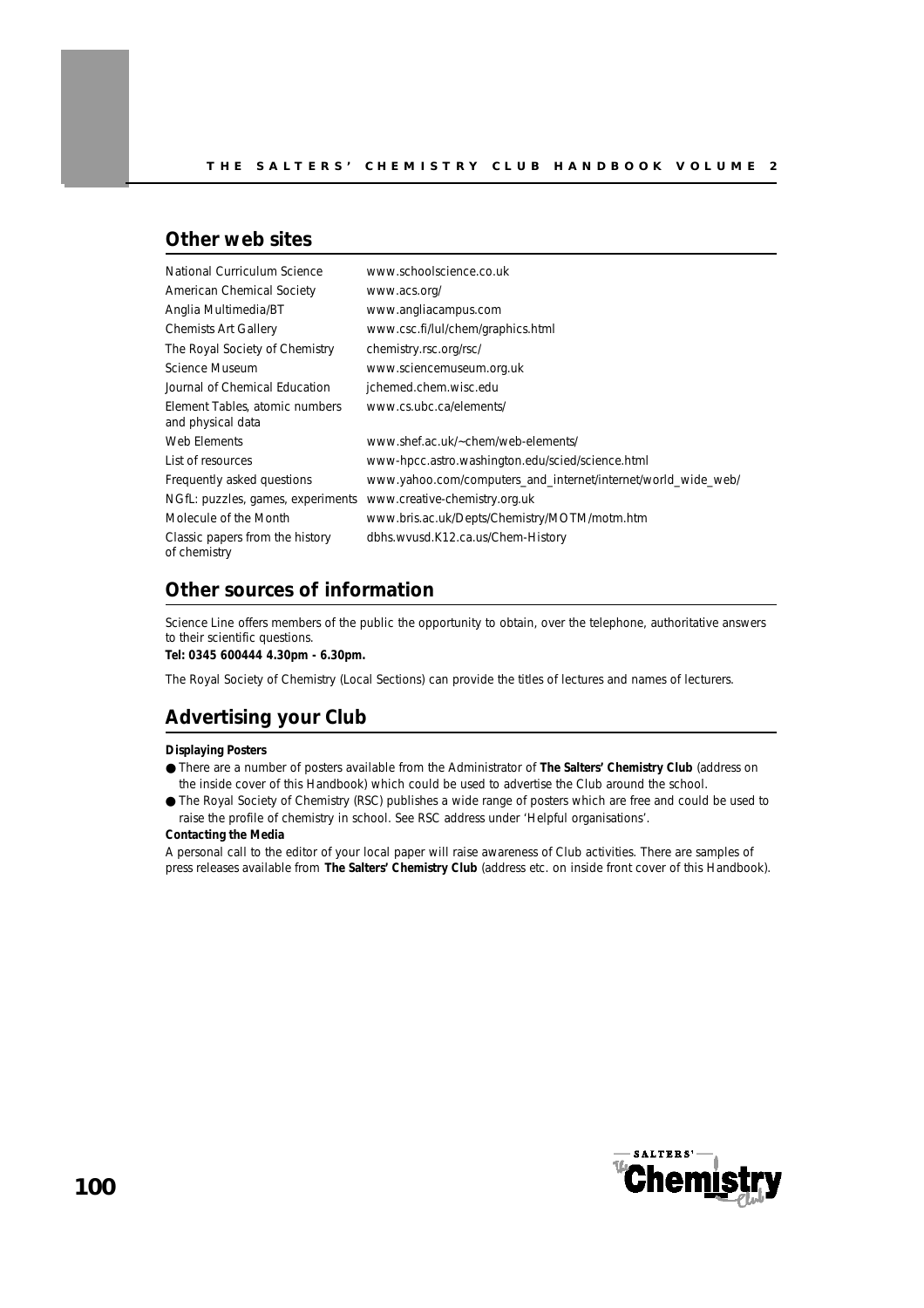## Other web sites

| | |
|---|---|
| National Curriculum Science | www.schoolscience.co.uk |
| American Chemical Society | www.acs.org/ |
| Anglia Multimedia/BT | www.angliacampus.com |
| Chemists Art Gallery | www.csc.fi/lul/chem/graphics.html |
| The Royal Society of Chemistry | chemistry.rsc.org/rsc/ |
| Science Museum | www.sciencemuseum.org.uk |
| Journal of Chemical Education | jchemed.chem.wisc.edu |
| Element Tables, atomic numbers and physical data | www.cs.ubc.ca/elements/ |
| Web Elements | www.shef.ac.uk/~chem/web-elements/ |
| List of resources | www-hpcc.astro.washington.edu/scied/science.html |
| Frequently asked questions | www.yahoo.com/computers_and_internet/internet/world_wide_web/ |
| NGfL: puzzles, games, experiments | www.creative-chemistry.org.uk |
| Molecule of the Month | www.bris.ac.uk/Depts/Chemistry/MOTM/motm.htm |
| Classic papers from the history of chemistry | dbhs.wvusd.K12.ca.us/Chem-History |

## Other sources of information

Science Line offers members of the public the opportunity to obtain, over the telephone, authoritative answers to their scientific questions.

**Tel: 0345 600444 4.30pm - 6.30pm.**

The Royal Society of Chemistry (Local Sections) can provide the titles of lectures and names of lecturers.

## Advertising your Club

**Displaying Posters**

- There are a number of posters available from the Administrator of **The Salters' Chemistry Club** (address on the inside cover of this Handbook) which could be used to advertise the Club around the school.
- The Royal Society of Chemistry (RSC) publishes a wide range of posters which are free and could be used to raise the profile of chemistry in school. See RSC address under 'Helpful organisations'.

**Contacting the Media**

A personal call to the editor of your local paper will raise awareness of Club activities. There are samples of press releases available from **The Salters' Chemistry Club** (address etc. on inside front cover of this Handbook).